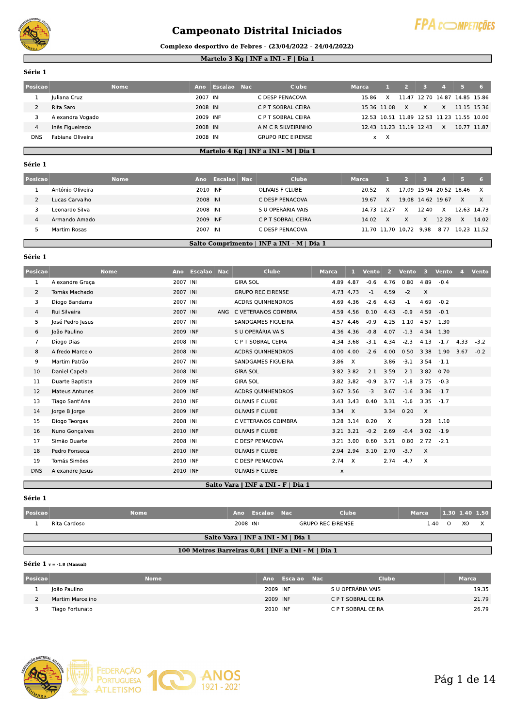# Campeonato Distrital Iniciados

**Complexo desportivo de Febres - (23/04/2022 - 24/04/2022)**

## Martelo 3 Kg | INF a INI - F | Dia 1

**Série 1**

| Posicao | Nome | Ano | Escalao | Nac | Clube | Marca | 1 | 2 | 3 | 4 | 5 | 6 |
|---|---|---|---|---|---|---|---|---|---|---|---|---|
| 1 | Juliana Cruz | 2007 | INI | | C DESP PENACOVA | 15.86 | X | 11.47 | 12.70 | 14.87 | 14.85 | 15.86 |
| 2 | Rita Saro | 2008 | INI | | C P T SOBRAL CEIRA | 15.36 | 11.08 | X | X | X | 11.15 | 15.36 |
| 3 | Alexandra Vogado | 2009 | INF | | C P T SOBRAL CEIRA | 12.53 | 10.51 | 11.89 | 12.53 | 11.23 | 11.55 | 10.00 |
| 4 | Inês Figueiredo | 2008 | INI | | A M C R SILVEIRINHO | 12.43 | 11.23 | 11.19 | 12.43 | X | 10.77 | 11.87 |
| DNS | Fabiana Oliveira | 2008 | INI | | GRUPO REC EIRENSE | x | X | | | | | |

## Martelo 4 Kg | INF a INI - M | Dia 1

**Série 1**

| Posicao | Nome | Ano | Escalao | Nac | Clube | Marca | 1 | 2 | 3 | 4 | 5 | 6 |
|---|---|---|---|---|---|---|---|---|---|---|---|---|
| 1 | António Oliveira | 2010 | INF | | OLIVAIS F CLUBE | 20.52 | X | 17.09 | 15.94 | 20.52 | 18.46 | X |
| 2 | Lucas Carvalho | 2008 | INI | | C DESP PENACOVA | 19.67 | X | 19.08 | 14.62 | 19.67 | X | X |
| 3 | Leonardo Silva | 2008 | INI | | S U OPERÁRIA VAIS | 14.73 | 12.27 | X | 12.40 | X | 12.63 | 14.73 |
| 4 | Armando Amado | 2009 | INF | | C P T SOBRAL CEIRA | 14.02 | X | X | X | 12.28 | X | 14.02 |
| 5 | Martim Rosas | 2007 | INI | | C DESP PENACOVA | 11.70 | 11.70 | 10.72 | 9.98 | 8.77 | 10.23 | 11.52 |

## Salto Comprimento | INF a INI - M | Dia 1

**Série 1**

| Posicao | Nome | Ano | Escalao | Nac | Clube | Marca | 1 | Vento | 2 | Vento | 3 | Vento | 4 | Vento |
|---|---|---|---|---|---|---|---|---|---|---|---|---|---|---|
| 1 | Alexandre Graça | 2007 | INI | | GIRA SOL | 4.89 | 4.87 | -0.6 | 4.76 | 0.80 | 4.89 | -0.4 | | |
| 2 | Tomás Machado | 2007 | INI | | GRUPO REC EIRENSE | 4.73 | 4.73 | -1 | 4.59 | -2 | X | | | |
| 3 | Diogo Bandarra | 2007 | INI | | ACDRS QUINHENDROS | 4.69 | 4.36 | -2.6 | 4.43 | -1 | 4.69 | -0.2 | | |
| 4 | Rui Silveira | 2007 | INI | ANG | C VETERANOS COIMBRA | 4.59 | 4.56 | 0.10 | 4.43 | -0.9 | 4.59 | -0.1 | | |
| 5 | José Pedro Jesus | 2007 | INI | | SANDGAMES FIGUEIRA | 4.57 | 4.46 | -0.9 | 4.25 | 1.10 | 4.57 | 1.30 | | |
| 6 | João Paulino | 2009 | INF | | S U OPERÁRIA VAIS | 4.36 | 4.36 | -0.8 | 4.07 | -1.3 | 4.34 | 1.30 | | |
| 7 | Diogo Dias | 2008 | INI | | C P T SOBRAL CEIRA | 4.34 | 3.68 | -3.1 | 4.34 | -2.3 | 4.13 | -1.7 | 4.33 | -3.2 |
| 8 | Alfredo Marcelo | 2008 | INI | | ACDRS QUINHENDROS | 4.00 | 4.00 | -2.6 | 4.00 | 0.50 | 3.38 | 1.90 | 3.67 | -0.2 |
| 9 | Martim Patrão | 2007 | INI | | SANDGAMES FIGUEIRA | 3.86 | X | | 3.86 | -3.1 | 3.54 | -1.1 | | |
| 10 | Daniel Capela | 2008 | INI | | GIRA SOL | 3.82 | 3.82 | -2.1 | 3.59 | -2.1 | 3.82 | 0.70 | | |
| 11 | Duarte Baptista | 2009 | INF | | GIRA SOL | 3.82 | 3.82 | -0.9 | 3.77 | -1.8 | 3.75 | -0.3 | | |
| 12 | Mateus Antunes | 2009 | INF | | ACDRS QUINHENDROS | 3.67 | 3.56 | -3 | 3.67 | -1.6 | 3.36 | -1.7 | | |
| 13 | Tiago Sant'Ana | 2010 | INF | | OLIVAIS F CLUBE | 3.43 | 3.43 | 0.40 | 3.31 | -1.6 | 3.35 | -1.7 | | |
| 14 | Jorge B Jorge | 2009 | INF | | OLIVAIS F CLUBE | 3.34 | X | | 3.34 | 0.20 | X | | | |
| 15 | Diogo Teorgas | 2008 | INI | | C VETERANOS COIMBRA | 3.28 | 3.14 | 0.20 | X | | 3.28 | 1.10 | | |
| 16 | Nuno Gonçalves | 2010 | INF | | OLIVAIS F CLUBE | 3.21 | 3.21 | -0.2 | 2.69 | -0.4 | 3.02 | -1.9 | | |
| 17 | Simão Duarte | 2008 | INI | | C DESP PENACOVA | 3.21 | 3.00 | 0.60 | 3.21 | 0.80 | 2.72 | -2.1 | | |
| 18 | Pedro Fonseca | 2010 | INF | | OLIVAIS F CLUBE | 2.94 | 2.94 | 3.10 | 2.70 | -3.7 | X | | | |
| 19 | Tomás Simões | 2010 | INF | | C DESP PENACOVA | 2.74 | X | | 2.74 | -4.7 | X | | | |
| DNS | Alexandre Jesus | 2010 | INF | | OLIVAIS F CLUBE | | x | | | | | | | |

## Salto Vara | INF a INI - F | Dia 1

**Série 1**

| Posicao | Nome | Ano | Escalao | Nac | Clube | Marca | 1.30 | 1.40 | 1.50 |
|---|---|---|---|---|---|---|---|---|---|
| 1 | Rita Cardoso | 2008 | INI | | GRUPO REC EIRENSE | 1.40 | O | XO | X |

## Salto Vara | INF a INI - M | Dia 1

## 100 Metros Barreiras 0,84 | INF a INI - M | Dia 1

**Série 1** v = -1.8 (Manual)

| Posicao | Nome | Ano | Escalao | Nac | Clube | Marca |
|---|---|---|---|---|---|---|
| 1 | João Paulino | 2009 | INF | | S U OPERÁRIA VAIS | 19.35 |
| 2 | Martim Marcelino | 2009 | INF | | C P T SOBRAL CEIRA | 21.79 |
| 3 | Tiago Fortunato | 2010 | INF | | C P T SOBRAL CEIRA | 26.79 |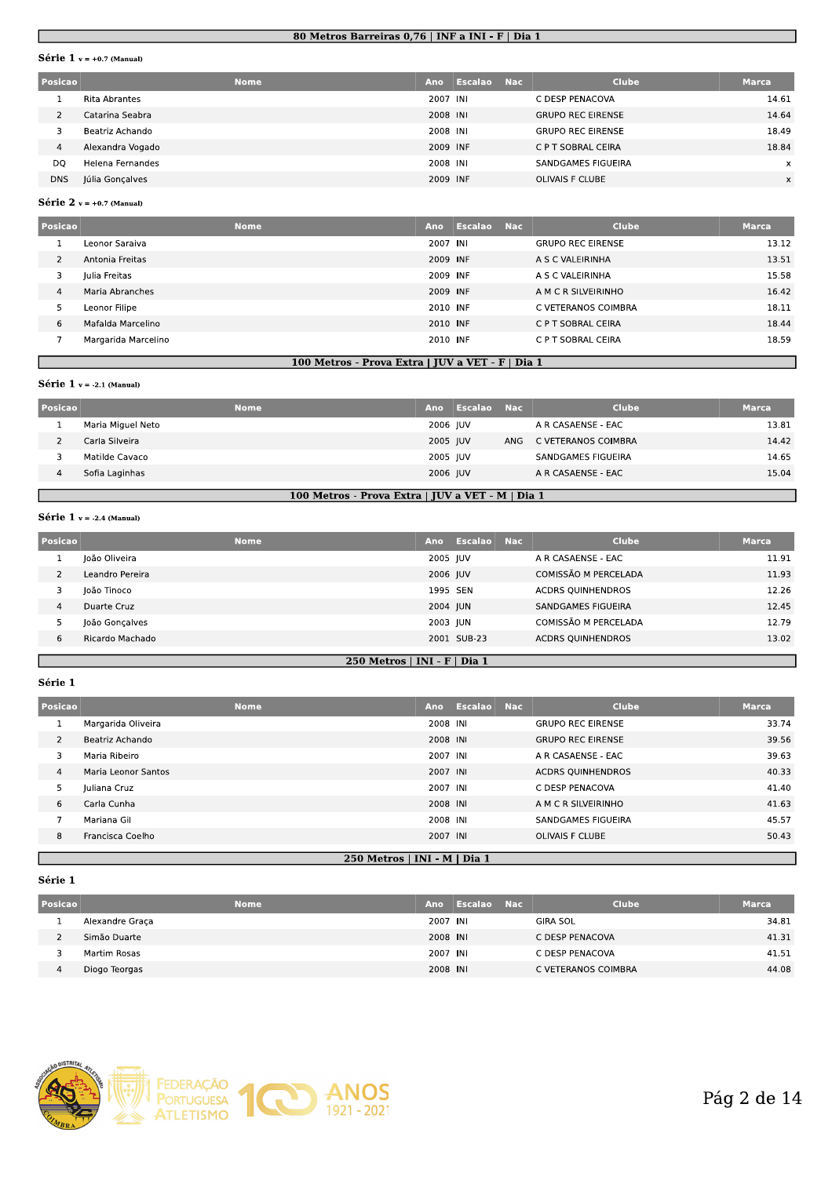## 80 Metros Barreiras 0,76 | INF a INI - F | Dia 1

**Série 1** v = +0.7 (Manual)

| Posicao | Nome | Ano | Escalao | Nac | Clube | Marca |
|---|---|---|---|---|---|---|
| 1 | Rita Abrantes | 2007 | INI | | C DESP PENACOVA | 14.61 |
| 2 | Catarina Seabra | 2008 | INI | | GRUPO REC EIRENSE | 14.64 |
| 3 | Beatriz Achando | 2008 | INI | | GRUPO REC EIRENSE | 18.49 |
| 4 | Alexandra Vogado | 2009 | INF | | C P T SOBRAL CEIRA | 18.84 |
| DQ | Helena Fernandes | 2008 | INI | | SANDGAMES FIGUEIRA | x |
| DNS | Júlia Gonçalves | 2009 | INF | | OLIVAIS F CLUBE | x |

**Série 2** v = +0.7 (Manual)

| Posicao | Nome | Ano | Escalao | Nac | Clube | Marca |
|---|---|---|---|---|---|---|
| 1 | Leonor Saraiva | 2007 | INI | | GRUPO REC EIRENSE | 13.12 |
| 2 | Antonia Freitas | 2009 | INF | | A S C VALEIRINHA | 13.51 |
| 3 | Julia Freitas | 2009 | INF | | A S C VALEIRINHA | 15.58 |
| 4 | Maria Abranches | 2009 | INF | | A M C R SILVEIRINHO | 16.42 |
| 5 | Leonor Filipe | 2010 | INF | | C VETERANOS COIMBRA | 18.11 |
| 6 | Mafalda Marcelino | 2010 | INF | | C P T SOBRAL CEIRA | 18.44 |
| 7 | Margarida Marcelino | 2010 | INF | | C P T SOBRAL CEIRA | 18.59 |

## 100 Metros - Prova Extra | JUV a VET - F | Dia 1

**Série 1** v = -2.1 (Manual)

| Posicao | Nome | Ano | Escalao | Nac | Clube | Marca |
|---|---|---|---|---|---|---|
| 1 | Maria Miguel Neto | 2006 | JUV | | A R CASAENSE - EAC | 13.81 |
| 2 | Carla Silveira | 2005 | JUV | ANG | C VETERANOS COIMBRA | 14.42 |
| 3 | Matilde Cavaco | 2005 | JUV | | SANDGAMES FIGUEIRA | 14.65 |
| 4 | Sofia Laginhas | 2006 | JUV | | A R CASAENSE - EAC | 15.04 |

## 100 Metros - Prova Extra | JUV a VET - M | Dia 1

**Série 1** v = -2.4 (Manual)

| Posicao | Nome | Ano | Escalao | Nac | Clube | Marca |
|---|---|---|---|---|---|---|
| 1 | João Oliveira | 2005 | JUV | | A R CASAENSE - EAC | 11.91 |
| 2 | Leandro Pereira | 2006 | JUV | | COMISSÃO M PERCELADA | 11.93 |
| 3 | João Tinoco | 1995 | SEN | | ACDRS QUINHENDROS | 12.26 |
| 4 | Duarte Cruz | 2004 | JUN | | SANDGAMES FIGUEIRA | 12.45 |
| 5 | João Gonçalves | 2003 | JUN | | COMISSÃO M PERCELADA | 12.79 |
| 6 | Ricardo Machado | 2001 | SUB-23 | | ACDRS QUINHENDROS | 13.02 |

## 250 Metros | INI - F | Dia 1

**Série 1**

| Posicao | Nome | Ano | Escalao | Nac | Clube | Marca |
|---|---|---|---|---|---|---|
| 1 | Margarida Oliveira | 2008 | INI | | GRUPO REC EIRENSE | 33.74 |
| 2 | Beatriz Achando | 2008 | INI | | GRUPO REC EIRENSE | 39.56 |
| 3 | Maria Ribeiro | 2007 | INI | | A R CASAENSE - EAC | 39.63 |
| 4 | Maria Leonor Santos | 2007 | INI | | ACDRS QUINHENDROS | 40.33 |
| 5 | Juliana Cruz | 2007 | INI | | C DESP PENACOVA | 41.40 |
| 6 | Carla Cunha | 2008 | INI | | A M C R SILVEIRINHO | 41.63 |
| 7 | Mariana Gil | 2008 | INI | | SANDGAMES FIGUEIRA | 45.57 |
| 8 | Francisca Coelho | 2007 | INI | | OLIVAIS F CLUBE | 50.43 |

## 250 Metros | INI - M | Dia 1

**Série 1**

| Posicao | Nome | Ano | Escalao | Nac | Clube | Marca |
|---|---|---|---|---|---|---|
| 1 | Alexandre Graça | 2007 | INI | | GIRA SOL | 34.81 |
| 2 | Simão Duarte | 2008 | INI | | C DESP PENACOVA | 41.31 |
| 3 | Martim Rosas | 2007 | INI | | C DESP PENACOVA | 41.51 |
| 4 | Diogo Teorgas | 2008 | INI | | C VETERANOS COIMBRA | 44.08 |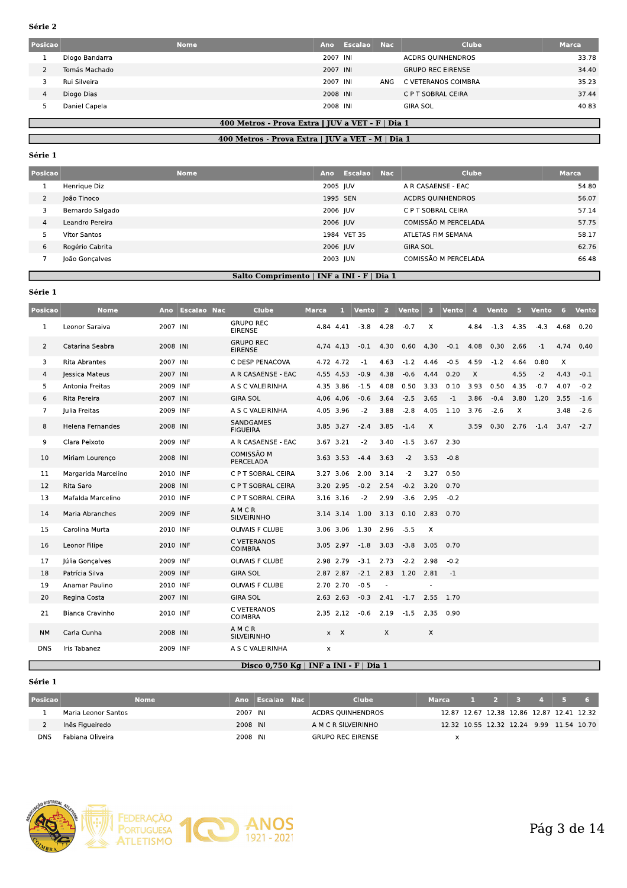**Série 2**

| Posicao | Nome | Ano | Escalao | Nac | Clube | Marca |
|---|---|---|---|---|---|---|
| 1 | Diogo Bandarra | 2007 | INI | | ACDRS QUINHENDROS | 33.78 |
| 2 | Tomás Machado | 2007 | INI | | GRUPO REC EIRENSE | 34.40 |
| 3 | Rui Silveira | 2007 | INI | ANG | C VETERANOS COIMBRA | 35.23 |
| 4 | Diogo Dias | 2008 | INI | | C P T SOBRAL CEIRA | 37.44 |
| 5 | Daniel Capela | 2008 | INI | | GIRA SOL | 40.83 |

## 400 Metros - Prova Extra | JUV a VET - F | Dia 1

## 400 Metros - Prova Extra | JUV a VET - M | Dia 1

**Série 1**

| Posicao | Nome | Ano | Escalao | Nac | Clube | Marca |
|---|---|---|---|---|---|---|
| 1 | Henrique Diz | 2005 | JUV | | A R CASAENSE - EAC | 54.80 |
| 2 | João Tinoco | 1995 | SEN | | ACDRS QUINHENDROS | 56.07 |
| 3 | Bernardo Salgado | 2006 | JUV | | C P T SOBRAL CEIRA | 57.14 |
| 4 | Leandro Pereira | 2006 | JUV | | COMISSÃO M PERCELADA | 57.75 |
| 5 | Vítor Santos | 1984 | VET 35 | | ATLETAS FIM SEMANA | 58.17 |
| 6 | Rogério Cabrita | 2006 | JUV | | GIRA SOL | 62.76 |
| 7 | João Gonçalves | 2003 | JUN | | COMISSÃO M PERCELADA | 66.48 |

## Salto Comprimento | INF a INI - F | Dia 1

**Série 1**

| Posicao | Nome | Ano | Escalao | Nac | Clube | Marca | 1 | Vento | 2 | Vento | 3 | Vento | 4 | Vento | 5 | Vento | 6 | Vento |
|---|---|---|---|---|---|---|---|---|---|---|---|---|---|---|---|---|---|---|
| 1 | Leonor Saraiva | 2007 | INI | | GRUPO REC EIRENSE | 4.84 | 4.41 | -3.8 | 4.28 | -0.7 | X | | 4.84 | -1.3 | 4.35 | -4.3 | 4.68 | 0.20 |
| 2 | Catarina Seabra | 2008 | INI | | GRUPO REC EIRENSE | 4.74 | 4.13 | -0.1 | 4.30 | 0.60 | 4.30 | -0.1 | 4.08 | 0.30 | 2.66 | -1 | 4.74 | 0.40 |
| 3 | Rita Abrantes | 2007 | INI | | C DESP PENACOVA | 4.72 | 4.72 | -1 | 4.63 | -1.2 | 4.46 | -0.5 | 4.59 | -1.2 | 4.64 | 0.80 | X | |
| 4 | Jessica Mateus | 2007 | INI | | A R CASAENSE - EAC | 4.55 | 4.53 | -0.9 | 4.38 | -0.6 | 4.44 | 0.20 | X | | 4.55 | -2 | 4.43 | -0.1 |
| 5 | Antonia Freitas | 2009 | INF | | A S C VALEIRINHA | 4.35 | 3.86 | -1.5 | 4.08 | 0.50 | 3.33 | 0.10 | 3.93 | 0.50 | 4.35 | -0.7 | 4.07 | -0.2 |
| 6 | Rita Pereira | 2007 | INI | | GIRA SOL | 4.06 | 4.06 | -0.6 | 3.64 | -2.5 | 3.65 | -1 | 3.86 | -0.4 | 3.80 | 1.20 | 3.55 | -1.6 |
| 7 | Julia Freitas | 2009 | INF | | A S C VALEIRINHA | 4.05 | 3.96 | -2 | 3.88 | -2.8 | 4.05 | 1.10 | 3.76 | -2.6 | X | | 3.48 | -2.6 |
| 8 | Helena Fernandes | 2008 | INI | | SANDGAMES FIGUEIRA | 3.85 | 3.27 | -2.4 | 3.85 | -1.4 | X | | 3.59 | 0.30 | 2.76 | -1.4 | 3.47 | -2.7 |
| 9 | Clara Peixoto | 2009 | INF | | A R CASAENSE - EAC | 3.67 | 3.21 | -2 | 3.40 | -1.5 | 3.67 | 2.30 | | | | | | |
| 10 | Miriam Lourenço | 2008 | INI | | COMISSÃO M PERCELADA | 3.63 | 3.53 | -4.4 | 3.63 | -2 | 3.53 | -0.8 | | | | | | |
| 11 | Margarida Marcelino | 2010 | INF | | C P T SOBRAL CEIRA | 3.27 | 3.06 | 2.00 | 3.14 | -2 | 3.27 | 0.50 | | | | | | |
| 12 | Rita Saro | 2008 | INI | | C P T SOBRAL CEIRA | 3.20 | 2.95 | -0.2 | 2.54 | -0.2 | 3.20 | 0.70 | | | | | | |
| 13 | Mafalda Marcelino | 2010 | INF | | C P T SOBRAL CEIRA | 3.16 | 3.16 | -2 | 2.99 | -3.6 | 2.95 | -0.2 | | | | | | |
| 14 | Maria Abranches | 2009 | INF | | A M C R SILVEIRINHO | 3.14 | 3.14 | 1.00 | 3.13 | 0.10 | 2.83 | 0.70 | | | | | | |
| 15 | Carolina Murta | 2010 | INF | | OLIVAIS F CLUBE | 3.06 | 3.06 | 1.30 | 2.96 | -5.5 | X | | | | | | | |
| 16 | Leonor Filipe | 2010 | INF | | C VETERANOS COIMBRA | 3.05 | 2.97 | -1.8 | 3.03 | -3.8 | 3.05 | 0.70 | | | | | | |
| 17 | Júlia Gonçalves | 2009 | INF | | OLIVAIS F CLUBE | 2.98 | 2.79 | -3.1 | 2.73 | -2.2 | 2.98 | -0.2 | | | | | | |
| 18 | Patrícia Silva | 2009 | INF | | GIRA SOL | 2.87 | 2.87 | -2.1 | 2.83 | 1.20 | 2.81 | -1 | | | | | | |
| 19 | Anamar Paulino | 2010 | INF | | OLIVAIS F CLUBE | 2.70 | 2.70 | -0.5 | - | | - | | | | | | | |
| 20 | Regina Costa | 2007 | INI | | GIRA SOL | 2.63 | 2.63 | -0.3 | 2.41 | -1.7 | 2.55 | 1.70 | | | | | | |
| 21 | Bianca Cravinho | 2010 | INF | | C VETERANOS COIMBRA | 2.35 | 2.12 | -0.6 | 2.19 | -1.5 | 2.35 | 0.90 | | | | | | |
| NM | Carla Cunha | 2008 | INI | | A M C R SILVEIRINHO | x | X | | X | | X | | | | | | | |
| DNS | Iris Tabanez | 2009 | INF | | A S C VALEIRINHA | x | | | | | | | | | | | | |

## Disco 0,750 Kg | INF a INI - F | Dia 1

**Série 1**

| Posicao | Nome | Ano | Escalao | Nac | Clube | Marca | 1 | 2 | 3 | 4 | 5 | 6 |
|---|---|---|---|---|---|---|---|---|---|---|---|---|
| 1 | Maria Leonor Santos | 2007 | INI | | ACDRS QUINHENDROS | 12.87 | 12.67 | 12.38 | 12.86 | 12.87 | 12.41 | 12.32 |
| 2 | Inês Figueiredo | 2008 | INI | | A M C R SILVEIRINHO | 12.32 | 10.55 | 12.32 | 12.24 | 9.99 | 11.54 | 10.70 |
| DNS | Fabiana Oliveira | 2008 | INI | | GRUPO REC EIRENSE | x | | | | | | |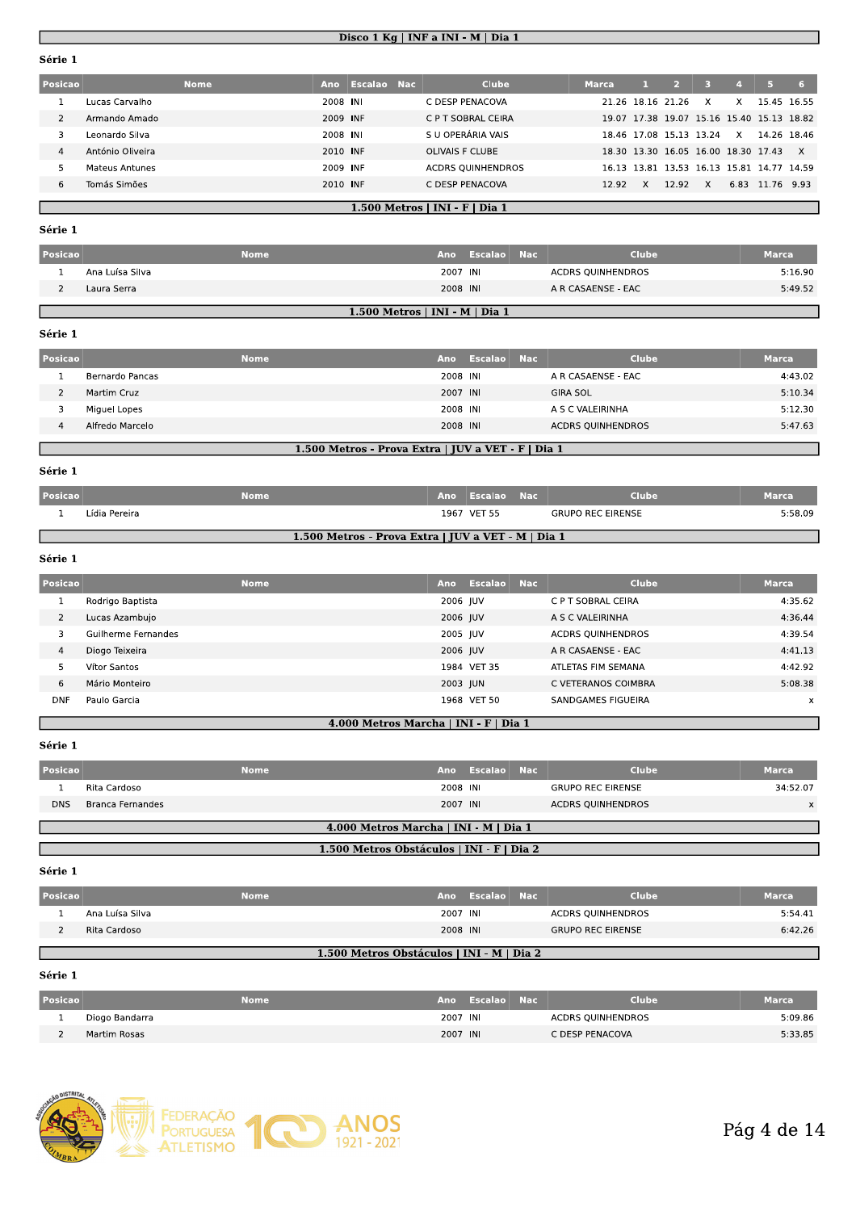## Disco 1 Kg | INF a INI - M | Dia 1

**Série 1**

| Posicao | Nome | Ano | Escalao | Nac | Clube | Marca | 1 | 2 | 3 | 4 | 5 | 6 |
|---|---|---|---|---|---|---|---|---|---|---|---|---|
| 1 | Lucas Carvalho | 2008 | INI | | C DESP PENACOVA | 21.26 | 18.16 | 21.26 | X | X | 15.45 | 16.55 |
| 2 | Armando Amado | 2009 | INF | | C P T SOBRAL CEIRA | 19.07 | 17.38 | 19.07 | 15.16 | 15.40 | 15.13 | 18.82 |
| 3 | Leonardo Silva | 2008 | INI | | S U OPERÁRIA VAIS | 18.46 | 17.08 | 15.13 | 13.24 | X | 14.26 | 18.46 |
| 4 | António Oliveira | 2010 | INF | | OLIVAIS F CLUBE | 18.30 | 13.30 | 16.05 | 16.00 | 18.30 | 17.43 | X |
| 5 | Mateus Antunes | 2009 | INF | | ACDRS QUINHENDROS | 16.13 | 13.81 | 13.53 | 16.13 | 15.81 | 14.77 | 14.59 |
| 6 | Tomás Simões | 2010 | INF | | C DESP PENACOVA | 12.92 | X | 12.92 | X | 6.83 | 11.76 | 9.93 |

## 1.500 Metros | INI - F | Dia 1

**Série 1**

| Posicao | Nome | Ano | Escalao | Nac | Clube | Marca |
|---|---|---|---|---|---|---|
| 1 | Ana Luísa Silva | 2007 | INI | | ACDRS QUINHENDROS | 5:16.90 |
| 2 | Laura Serra | 2008 | INI | | A R CASAENSE - EAC | 5:49.52 |

## 1.500 Metros | INI - M | Dia 1

**Série 1**

| Posicao | Nome | Ano | Escalao | Nac | Clube | Marca |
|---|---|---|---|---|---|---|
| 1 | Bernardo Pancas | 2008 | INI | | A R CASAENSE - EAC | 4:43.02 |
| 2 | Martim Cruz | 2007 | INI | | GIRA SOL | 5:10.34 |
| 3 | Miguel Lopes | 2008 | INI | | A S C VALEIRINHA | 5:12.30 |
| 4 | Alfredo Marcelo | 2008 | INI | | ACDRS QUINHENDROS | 5:47.63 |

## 1.500 Metros - Prova Extra | JUV a VET - F | Dia 1

**Série 1**

| Posicao | Nome | Ano | Escalao | Nac | Clube | Marca |
|---|---|---|---|---|---|---|
| 1 | Lídia Pereira | 1967 | VET 55 | | GRUPO REC EIRENSE | 5:58.09 |

## 1.500 Metros - Prova Extra | JUV a VET - M | Dia 1

**Série 1**

| Posicao | Nome | Ano | Escalao | Nac | Clube | Marca |
|---|---|---|---|---|---|---|
| 1 | Rodrigo Baptista | 2006 | JUV | | C P T SOBRAL CEIRA | 4:35.62 |
| 2 | Lucas Azambujo | 2006 | JUV | | A S C VALEIRINHA | 4:36.44 |
| 3 | Guilherme Fernandes | 2005 | JUV | | ACDRS QUINHENDROS | 4:39.54 |
| 4 | Diogo Teixeira | 2006 | JUV | | A R CASAENSE - EAC | 4:41.13 |
| 5 | Vítor Santos | 1984 | VET 35 | | ATLETAS FIM SEMANA | 4:42.92 |
| 6 | Mário Monteiro | 2003 | JUN | | C VETERANOS COIMBRA | 5:08.38 |
| DNF | Paulo Garcia | 1968 | VET 50 | | SANDGAMES FIGUEIRA | x |

## 4.000 Metros Marcha | INI - F | Dia 1

**Série 1**

| Posicao | Nome | Ano | Escalao | Nac | Clube | Marca |
|---|---|---|---|---|---|---|
| 1 | Rita Cardoso | 2008 | INI | | GRUPO REC EIRENSE | 34:52.07 |
| DNS | Branca Fernandes | 2007 | INI | | ACDRS QUINHENDROS | x |

## 4.000 Metros Marcha | INI - M | Dia 1

## 1.500 Metros Obstáculos | INI - F | Dia 2

**Série 1**

| Posicao | Nome | Ano | Escalao | Nac | Clube | Marca |
|---|---|---|---|---|---|---|
| 1 | Ana Luísa Silva | 2007 | INI | | ACDRS QUINHENDROS | 5:54.41 |
| 2 | Rita Cardoso | 2008 | INI | | GRUPO REC EIRENSE | 6:42.26 |

## 1.500 Metros Obstáculos | INI - M | Dia 2

**Série 1**

| Posicao | Nome | Ano | Escalao | Nac | Clube | Marca |
|---|---|---|---|---|---|---|
| 1 | Diogo Bandarra | 2007 | INI | | ACDRS QUINHENDROS | 5:09.86 |
| 2 | Martim Rosas | 2007 | INI | | C DESP PENACOVA | 5:33.85 |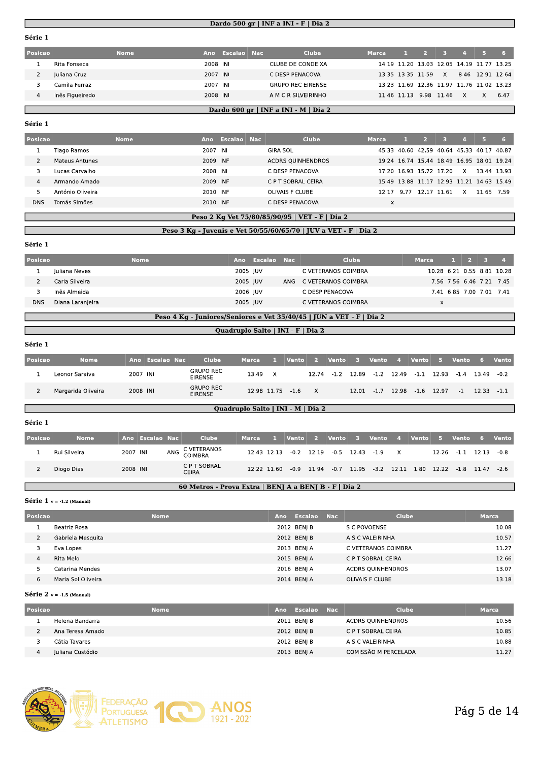## Dardo 500 gr | INF a INI - F | Dia 2

### Série 1

| Posicao | Nome | Ano | Escalao | Nac | Clube | Marca | 1 | 2 | 3 | 4 | 5 | 6 |
|---|---|---|---|---|---|---|---|---|---|---|---|---|
| 1 | Rita Fonseca | 2008 | INI | | CLUBE DE CONDEIXA | 14.19 | 11.20 | 13.03 | 12.05 | 14.19 | 11.77 | 13.25 |
| 2 | Juliana Cruz | 2007 | INI | | C DESP PENACOVA | 13.35 | 13.35 | 11.59 | X | 8.46 | 12.91 | 12.64 |
| 3 | Camila Ferraz | 2007 | INI | | GRUPO REC EIRENSE | 13.23 | 11.69 | 12.36 | 11.97 | 11.76 | 11.02 | 13.23 |
| 4 | Inês Figueiredo | 2008 | INI | | A M C R SILVEIRINHO | 11.46 | 11.13 | 9.98 | 11.46 | X | X | 6.47 |

## Dardo 600 gr | INF a INI - M | Dia 2

### Série 1

| Posicao | Nome | Ano | Escalao | Nac | Clube | Marca | 1 | 2 | 3 | 4 | 5 | 6 |
|---|---|---|---|---|---|---|---|---|---|---|---|---|
| 1 | Tiago Ramos | 2007 | INI | | GIRA SOL | 45.33 | 40.60 | 42.59 | 40.64 | 45.33 | 40.17 | 40.87 |
| 2 | Mateus Antunes | 2009 | INF | | ACDRS QUINHENDROS | 19.24 | 16.74 | 15.44 | 18.49 | 16.95 | 18.01 | 19.24 |
| 3 | Lucas Carvalho | 2008 | INI | | C DESP PENACOVA | 17.20 | 16.93 | 15.72 | 17.20 | X | 13.44 | 13.93 |
| 4 | Armando Amado | 2009 | INF | | C P T SOBRAL CEIRA | 15.49 | 13.88 | 11.17 | 12.93 | 11.21 | 14.63 | 15.49 |
| 5 | António Oliveira | 2010 | INF | | OLIVAIS F CLUBE | 12.17 | 9.77 | 12.17 | 11.61 | X | 11.65 | 7.59 |
| DNS | Tomás Simões | 2010 | INF | | C DESP PENACOVA | | x | | | | | |

## Peso 2 Kg Vet 75/80/85/90/95 | VET - F | Dia 2

## Peso 3 Kg - Juvenis e Vet 50/55/60/65/70 | JUV a VET - F | Dia 2

### Série 1

| Posicao | Nome | Ano | Escalao | Nac | Clube | Marca | 1 | 2 | 3 | 4 |
|---|---|---|---|---|---|---|---|---|---|---|
| 1 | Juliana Neves | 2005 | JUV | | C VETERANOS COIMBRA | 10.28 | 6.21 | 0.55 | 8.81 | 10.28 |
| 2 | Carla Silveira | 2005 | JUV | ANG | C VETERANOS COIMBRA | 7.56 | 7.56 | 6.46 | 7.21 | 7.45 |
| 3 | Inês Almeida | 2006 | JUV | | C DESP PENACOVA | 7.41 | 6.85 | 7.00 | 7.01 | 7.41 |
| DNS | Diana Laranjeira | 2005 | JUV | | C VETERANOS COIMBRA | | x | | | |

## Peso 4 Kg - Juniores/Seniores e Vet 35/40/45 | JUN a VET - F | Dia 2

## Quadruplo Salto | INI - F | Dia 2

### Série 1

| Posicao | Nome | Ano | Escalao | Nac | Clube | Marca | 1 | Vento | 2 | Vento | 3 | Vento | 4 | Vento | 5 | Vento | 6 | Vento |
|---|---|---|---|---|---|---|---|---|---|---|---|---|---|---|---|---|---|---|
| 1 | Leonor Saraiva | 2007 | INI | | GRUPO REC EIRENSE | 13.49 | X | | 12.74 | -1.2 | 12.89 | -1.2 | 12.49 | -1.1 | 12.93 | -1.4 | 13.49 | -0.2 |
| 2 | Margarida Oliveira | 2008 | INI | | GRUPO REC EIRENSE | 12.98 | 11.75 | -1.6 | X | | 12.01 | -1.7 | 12.98 | -1.6 | 12.97 | -1 | 12.33 | -1.1 |

## Quadruplo Salto | INI - M | Dia 2

### Série 1

| Posicao | Nome | Ano | Escalao | Nac | Clube | Marca | 1 | Vento | 2 | Vento | 3 | Vento | 4 | Vento | 5 | Vento | 6 | Vento |
|---|---|---|---|---|---|---|---|---|---|---|---|---|---|---|---|---|---|---|
| 1 | Rui Silveira | 2007 | INI | ANG | C VETERANOS COIMBRA | 12.43 | 12.13 | -0.2 | 12.19 | -0.5 | 12.43 | -1.9 | X | | 12.26 | -1.1 | 12.13 | -0.8 |
| 2 | Diogo Dias | 2008 | INI | | C P T SOBRAL CEIRA | 12.22 | 11.60 | -0.9 | 11.94 | -0.7 | 11.95 | -3.2 | 12.11 | 1.80 | 12.22 | -1.8 | 11.47 | -2.6 |

## 60 Metros - Prova Extra | BENJ A a BENJ B - F | Dia 2

### Série 1 v = -1.2 (Manual)

| Posicao | Nome | Ano | Escalao | Nac | Clube | Marca |
|---|---|---|---|---|---|---|
| 1 | Beatriz Rosa | 2012 | BENJ B | | S C POVOENSE | 10.08 |
| 2 | Gabriela Mesquita | 2012 | BENJ B | | A S C VALEIRINHA | 10.57 |
| 3 | Eva Lopes | 2013 | BENJ A | | C VETERANOS COIMBRA | 11.27 |
| 4 | Rita Melo | 2015 | BENJ A | | C P T SOBRAL CEIRA | 12.66 |
| 5 | Catarina Mendes | 2016 | BENJ A | | ACDRS QUINHENDROS | 13.07 |
| 6 | Maria Sol Oliveira | 2014 | BENJ A | | OLIVAIS F CLUBE | 13.18 |

### Série 2 v = -1.5 (Manual)

| Posicao | Nome | Ano | Escalao | Nac | Clube | Marca |
|---|---|---|---|---|---|---|
| 1 | Helena Bandarra | 2011 | BENJ B | | ACDRS QUINHENDROS | 10.56 |
| 2 | Ana Teresa Amado | 2012 | BENJ B | | C P T SOBRAL CEIRA | 10.85 |
| 3 | Cátia Tavares | 2012 | BENJ B | | A S C VALEIRINHA | 10.88 |
| 4 | Juliana Custódio | 2013 | BENJ A | | COMISSÃO M PERCELADA | 11.27 |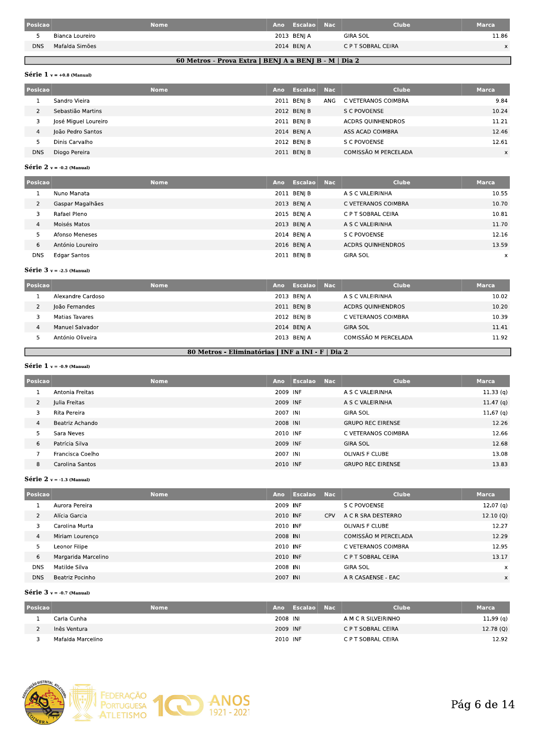| Posicao | Nome | Ano | Escalao | Nac | Clube | Marca |
|---|---|---|---|---|---|---|
| 5 | Bianca Loureiro | 2013 | BENJ A | | GIRA SOL | 11.86 |
| DNS | Mafalda Simões | 2014 | BENJ A | | C P T SOBRAL CEIRA | x |

## 60 Metros - Prova Extra | BENJ A a BENJ B - M | Dia 2

### Série 1 v = +0.8 (Manual)

| Posicao | Nome | Ano | Escalao | Nac | Clube | Marca |
|---|---|---|---|---|---|---|
| 1 | Sandro Vieira | 2011 | BENJ B | ANG | C VETERANOS COIMBRA | 9.84 |
| 2 | Sebastião Martins | 2012 | BENJ B | | S C POVOENSE | 10.24 |
| 3 | José Miguel Loureiro | 2011 | BENJ B | | ACDRS QUINHENDROS | 11.21 |
| 4 | João Pedro Santos | 2014 | BENJ A | | ASS ACAD COIMBRA | 12.46 |
| 5 | Dinis Carvalho | 2012 | BENJ B | | S C POVOENSE | 12.61 |
| DNS | Diogo Pereira | 2011 | BENJ B | | COMISSÃO M PERCELADA | x |

### Série 2 v = -0.2 (Manual)

| Posicao | Nome | Ano | Escalao | Nac | Clube | Marca |
|---|---|---|---|---|---|---|
| 1 | Nuno Manata | 2011 | BENJ B | | A S C VALEIRINHA | 10.55 |
| 2 | Gaspar Magalhães | 2013 | BENJ A | | C VETERANOS COIMBRA | 10.70 |
| 3 | Rafael Pleno | 2015 | BENJ A | | C P T SOBRAL CEIRA | 10.81 |
| 4 | Moisés Matos | 2013 | BENJ A | | A S C VALEIRINHA | 11.70 |
| 5 | Afonso Meneses | 2014 | BENJ A | | S C POVOENSE | 12.16 |
| 6 | António Loureiro | 2016 | BENJ A | | ACDRS QUINHENDROS | 13.59 |
| DNS | Edgar Santos | 2011 | BENJ B | | GIRA SOL | x |

### Série 3 v = -2.5 (Manual)

| Posicao | Nome | Ano | Escalao | Nac | Clube | Marca |
|---|---|---|---|---|---|---|
| 1 | Alexandre Cardoso | 2013 | BENJ A | | A S C VALEIRINHA | 10.02 |
| 2 | João Fernandes | 2011 | BENJ B | | ACDRS QUINHENDROS | 10.20 |
| 3 | Matias Tavares | 2012 | BENJ B | | C VETERANOS COIMBRA | 10.39 |
| 4 | Manuel Salvador | 2014 | BENJ A | | GIRA SOL | 11.41 |
| 5 | António Oliveira | 2013 | BENJ A | | COMISSÃO M PERCELADA | 11.92 |

## 80 Metros - Eliminatórias | INF a INI - F | Dia 2

### Série 1 v = -0.9 (Manual)

| Posicao | Nome | Ano | Escalao | Nac | Clube | Marca |
|---|---|---|---|---|---|---|
| 1 | Antonia Freitas | 2009 | INF | | A S C VALEIRINHA | 11.33 (q) |
| 2 | Julia Freitas | 2009 | INF | | A S C VALEIRINHA | 11.47 (q) |
| 3 | Rita Pereira | 2007 | INI | | GIRA SOL | 11.67 (q) |
| 4 | Beatriz Achando | 2008 | INI | | GRUPO REC EIRENSE | 12.26 |
| 5 | Sara Neves | 2010 | INF | | C VETERANOS COIMBRA | 12.66 |
| 6 | Patrícia Silva | 2009 | INF | | GIRA SOL | 12.68 |
| 7 | Francisca Coelho | 2007 | INI | | OLIVAIS F CLUBE | 13.08 |
| 8 | Carolina Santos | 2010 | INF | | GRUPO REC EIRENSE | 13.83 |

### Série 2 v = -1.3 (Manual)

| Posicao | Nome | Ano | Escalao | Nac | Clube | Marca |
|---|---|---|---|---|---|---|
| 1 | Aurora Pereira | 2009 | INF | | S C POVOENSE | 12.07 (q) |
| 2 | Alícia Garcia | 2010 | INF | CPV | A C R SRA DESTERRO | 12.10 (Q) |
| 3 | Carolina Murta | 2010 | INF | | OLIVAIS F CLUBE | 12.27 |
| 4 | Miriam Lourenço | 2008 | INI | | COMISSÃO M PERCELADA | 12.29 |
| 5 | Leonor Filipe | 2010 | INF | | C VETERANOS COIMBRA | 12.95 |
| 6 | Margarida Marcelino | 2010 | INF | | C P T SOBRAL CEIRA | 13.17 |
| DNS | Matilde Silva | 2008 | INI | | GIRA SOL | x |
| DNS | Beatriz Pocinho | 2007 | INI | | A R CASAENSE - EAC | x |

### Série 3 v = -0.7 (Manual)

| Posicao | Nome | Ano | Escalao | Nac | Clube | Marca |
|---|---|---|---|---|---|---|
| 1 | Carla Cunha | 2008 | INI | | A M C R SILVEIRINHO | 11.99 (q) |
| 2 | Inês Ventura | 2009 | INF | | C P T SOBRAL CEIRA | 12.78 (Q) |
| 3 | Mafalda Marcelino | 2010 | INF | | C P T SOBRAL CEIRA | 12.92 |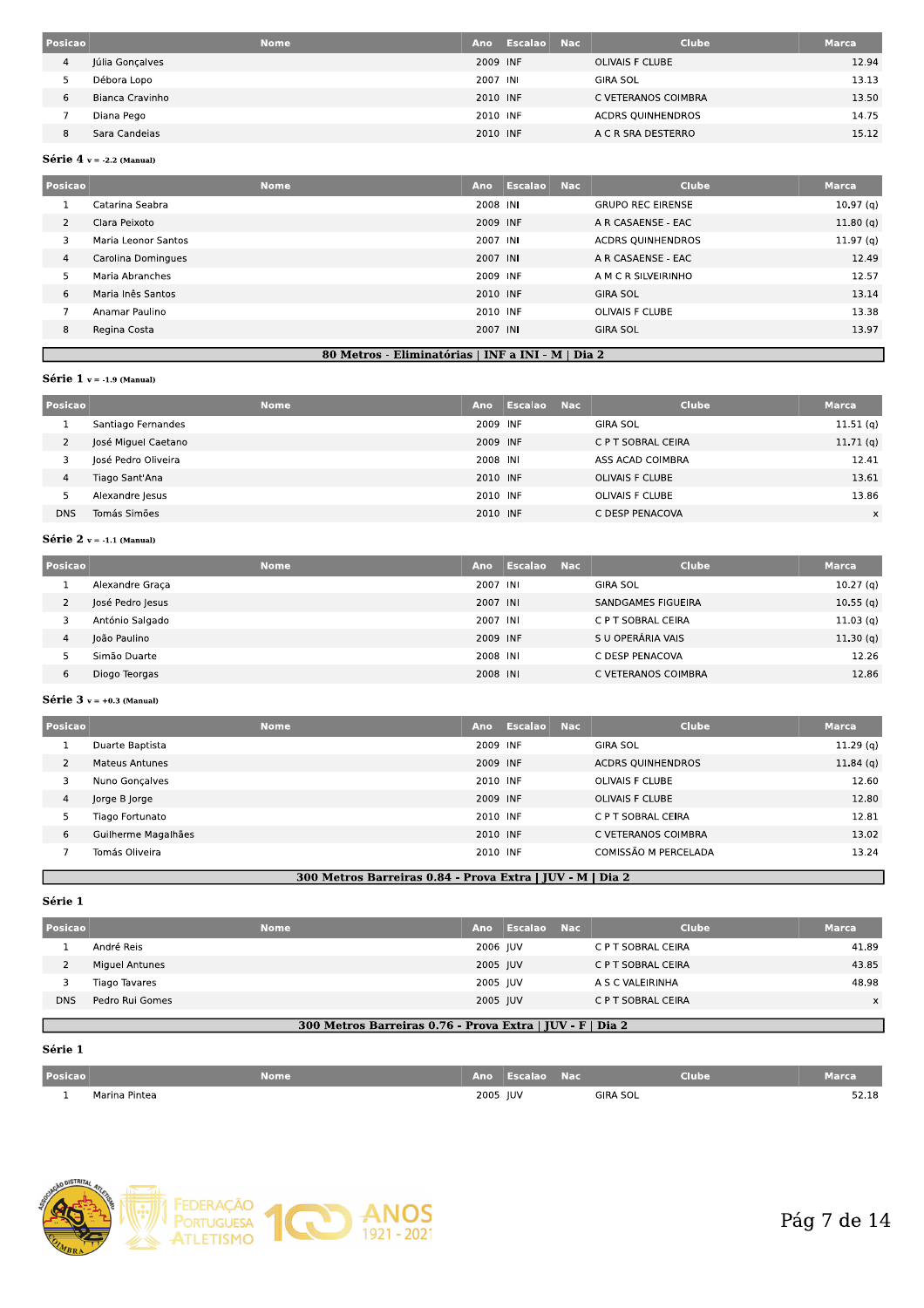| Posicao | Nome | Ano | Escalao | Nac | Clube | Marca |
|---|---|---|---|---|---|---|
| 4 | Júlia Gonçalves | 2009 | INF | | OLIVAIS F CLUBE | 12.94 |
| 5 | Débora Lopo | 2007 | INI | | GIRA SOL | 13.13 |
| 6 | Bianca Cravinho | 2010 | INF | | C VETERANOS COIMBRA | 13.50 |
| 7 | Diana Pego | 2010 | INF | | ACDRS QUINHENDROS | 14.75 |
| 8 | Sara Candeias | 2010 | INF | | A C R SRA DESTERRO | 15.12 |

**Série 4** v = -2.2 (Manual)

| Posicao | Nome | Ano | Escalao | Nac | Clube | Marca |
|---|---|---|---|---|---|---|
| 1 | Catarina Seabra | 2008 | INI | | GRUPO REC EIRENSE | 10.97 (q) |
| 2 | Clara Peixoto | 2009 | INF | | A R CASAENSE - EAC | 11.80 (q) |
| 3 | Maria Leonor Santos | 2007 | INI | | ACDRS QUINHENDROS | 11.97 (q) |
| 4 | Carolina Domingues | 2007 | INI | | A R CASAENSE - EAC | 12.49 |
| 5 | Maria Abranches | 2009 | INF | | A M C R SILVEIRINHO | 12.57 |
| 6 | Maria Inês Santos | 2010 | INF | | GIRA SOL | 13.14 |
| 7 | Anamar Paulino | 2010 | INF | | OLIVAIS F CLUBE | 13.38 |
| 8 | Regina Costa | 2007 | INI | | GIRA SOL | 13.97 |

## 80 Metros - Eliminatórias | INF a INI - M | Dia 2

**Série 1** v = -1.9 (Manual)

| Posicao | Nome | Ano | Escalao | Nac | Clube | Marca |
|---|---|---|---|---|---|---|
| 1 | Santiago Fernandes | 2009 | INF | | GIRA SOL | 11.51 (q) |
| 2 | José Miguel Caetano | 2009 | INF | | C P T SOBRAL CEIRA | 11.71 (q) |
| 3 | José Pedro Oliveira | 2008 | INI | | ASS ACAD COIMBRA | 12.41 |
| 4 | Tiago Sant'Ana | 2010 | INF | | OLIVAIS F CLUBE | 13.61 |
| 5 | Alexandre Jesus | 2010 | INF | | OLIVAIS F CLUBE | 13.86 |
| DNS | Tomás Simões | 2010 | INF | | C DESP PENACOVA | x |

**Série 2** v = -1.1 (Manual)

| Posicao | Nome | Ano | Escalao | Nac | Clube | Marca |
|---|---|---|---|---|---|---|
| 1 | Alexandre Graça | 2007 | INI | | GIRA SOL | 10.27 (q) |
| 2 | José Pedro Jesus | 2007 | INI | | SANDGAMES FIGUEIRA | 10.55 (q) |
| 3 | António Salgado | 2007 | INI | | C P T SOBRAL CEIRA | 11.03 (q) |
| 4 | João Paulino | 2009 | INF | | S U OPERÁRIA VAIS | 11.30 (q) |
| 5 | Simão Duarte | 2008 | INI | | C DESP PENACOVA | 12.26 |
| 6 | Diogo Teorgas | 2008 | INI | | C VETERANOS COIMBRA | 12.86 |

**Série 3** v = +0.3 (Manual)

| Posicao | Nome | Ano | Escalao | Nac | Clube | Marca |
|---|---|---|---|---|---|---|
| 1 | Duarte Baptista | 2009 | INF | | GIRA SOL | 11.29 (q) |
| 2 | Mateus Antunes | 2009 | INF | | ACDRS QUINHENDROS | 11.84 (q) |
| 3 | Nuno Gonçalves | 2010 | INF | | OLIVAIS F CLUBE | 12.60 |
| 4 | Jorge B Jorge | 2009 | INF | | OLIVAIS F CLUBE | 12.80 |
| 5 | Tiago Fortunato | 2010 | INF | | C P T SOBRAL CEIRA | 12.81 |
| 6 | Guilherme Magalhães | 2010 | INF | | C VETERANOS COIMBRA | 13.02 |
| 7 | Tomás Oliveira | 2010 | INF | | COMISSÃO M PERCELADA | 13.24 |

## 300 Metros Barreiras 0.84 - Prova Extra | JUV - M | Dia 2

**Série 1**

| Posicao | Nome | Ano | Escalao | Nac | Clube | Marca |
|---|---|---|---|---|---|---|
| 1 | André Reis | 2006 | JUV | | C P T SOBRAL CEIRA | 41.89 |
| 2 | Miguel Antunes | 2005 | JUV | | C P T SOBRAL CEIRA | 43.85 |
| 3 | Tiago Tavares | 2005 | JUV | | A S C VALEIRINHA | 48.98 |
| DNS | Pedro Rui Gomes | 2005 | JUV | | C P T SOBRAL CEIRA | x |

## 300 Metros Barreiras 0.76 - Prova Extra | JUV - F | Dia 2

**Série 1**

| Posicao | Nome | Ano | Escalao | Nac | Clube | Marca |
|---|---|---|---|---|---|---|
| 1 | Marina Pintea | 2005 | JUV | | GIRA SOL | 52.18 |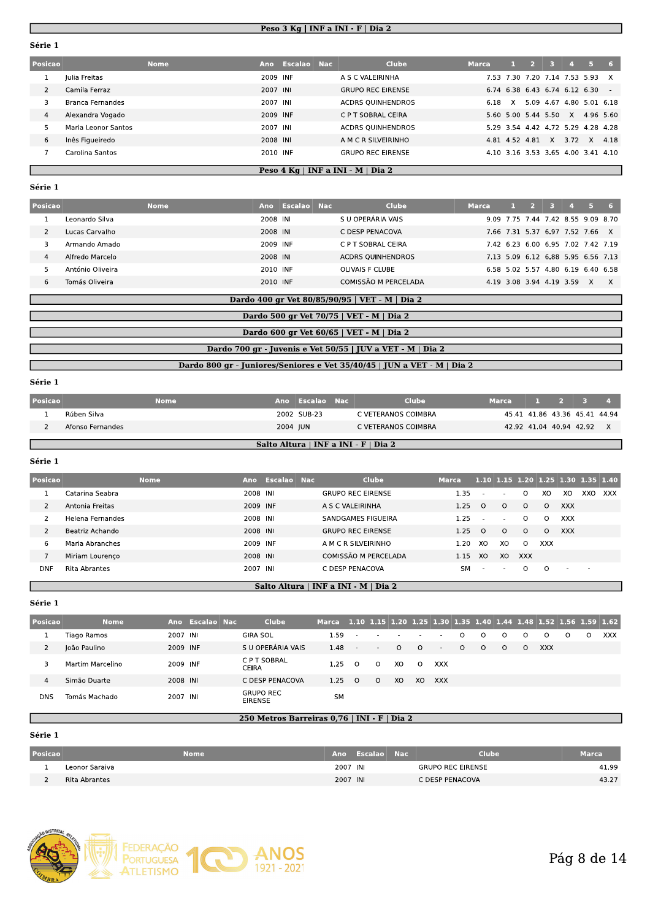## Peso 3 Kg | INF a INI - F | Dia 2

**Série 1**

| Posicao | Nome | Ano | Escalao | Nac | Clube | Marca | 1 | 2 | 3 | 4 | 5 | 6 |
|---|---|---|---|---|---|---|---|---|---|---|---|---|
| 1 | Julia Freitas | 2009 | INF | | A S C VALEIRINHA | 7.53 | 7.30 | 7.20 | 7.14 | 7.53 | 5.93 | X |
| 2 | Camila Ferraz | 2007 | INI | | GRUPO REC EIRENSE | 6.74 | 6.38 | 6.43 | 6.74 | 6.12 | 6.30 | - |
| 3 | Branca Fernandes | 2007 | INI | | ACDRS QUINHENDROS | 6.18 | X | 5.09 | 4.67 | 4.80 | 5.01 | 6.18 |
| 4 | Alexandra Vogado | 2009 | INF | | C P T SOBRAL CEIRA | 5.60 | 5.00 | 5.44 | 5.50 | X | 4.96 | 5.60 |
| 5 | Maria Leonor Santos | 2007 | INI | | ACDRS QUINHENDROS | 5.29 | 3.54 | 4.42 | 4.72 | 5.29 | 4.28 | 4.28 |
| 6 | Inês Figueiredo | 2008 | INI | | A M C R SILVEIRINHO | 4.81 | 4.52 | 4.81 | X | 3.72 | X | 4.18 |
| 7 | Carolina Santos | 2010 | INF | | GRUPO REC EIRENSE | 4.10 | 3.16 | 3.53 | 3.65 | 4.00 | 3.41 | 4.10 |

## Peso 4 Kg | INF a INI - M | Dia 2

**Série 1**

| Posicao | Nome | Ano | Escalao | Nac | Clube | Marca | 1 | 2 | 3 | 4 | 5 | 6 |
|---|---|---|---|---|---|---|---|---|---|---|---|---|
| 1 | Leonardo Silva | 2008 | INI | | S U OPERÁRIA VAIS | 9.09 | 7.75 | 7.44 | 7.42 | 8.55 | 9.09 | 8.70 |
| 2 | Lucas Carvalho | 2008 | INI | | C DESP PENACOVA | 7.66 | 7.31 | 5.37 | 6.97 | 7.52 | 7.66 | X |
| 3 | Armando Amado | 2009 | INF | | C P T SOBRAL CEIRA | 7.42 | 6.23 | 6.00 | 6.95 | 7.02 | 7.42 | 7.19 |
| 4 | Alfredo Marcelo | 2008 | INI | | ACDRS QUINHENDROS | 7.13 | 5.09 | 6.12 | 6.88 | 5.95 | 6.56 | 7.13 |
| 5 | António Oliveira | 2010 | INF | | OLIVAIS F CLUBE | 6.58 | 5.02 | 5.57 | 4.80 | 6.19 | 6.40 | 6.58 |
| 6 | Tomás Oliveira | 2010 | INF | | COMISSÃO M PERCELADA | 4.19 | 3.08 | 3.94 | 4.19 | 3.59 | X | X |

## Dardo 400 gr Vet 80/85/90/95 | VET - M | Dia 2

## Dardo 500 gr Vet 70/75 | VET - M | Dia 2

## Dardo 600 gr Vet 60/65 | VET - M | Dia 2

## Dardo 700 gr - Juvenis e Vet 50/55 | JUV a VET - M | Dia 2

## Dardo 800 gr - Juniores/Seniores e Vet 35/40/45 | JUN a VET - M | Dia 2

**Série 1**

| Posicao | Nome | Ano | Escalao | Nac | Clube | Marca | 1 | 2 | 3 | 4 |
|---|---|---|---|---|---|---|---|---|---|---|
| 1 | Rúben Silva | 2002 | SUB-23 | | C VETERANOS COIMBRA | 45.41 | 41.86 | 43.36 | 45.41 | 44.94 |
| 2 | Afonso Fernandes | 2004 | JUN | | C VETERANOS COIMBRA | 42.92 | 41.04 | 40.94 | 42.92 | X |

## Salto Altura | INF a INI - F | Dia 2

**Série 1**

| Posicao | Nome | Ano | Escalao | Nac | Clube | Marca | 1.10 | 1.15 | 1.20 | 1.25 | 1.30 | 1.35 | 1.40 |
|---|---|---|---|---|---|---|---|---|---|---|---|---|---|
| 1 | Catarina Seabra | 2008 | INI | | GRUPO REC EIRENSE | 1.35 | - | - | O | XO | XO | XXO | XXX |
| 2 | Antonia Freitas | 2009 | INF | | A S C VALEIRINHA | 1.25 | O | O | O | O | XXX | | |
| 2 | Helena Fernandes | 2008 | INI | | SANDGAMES FIGUEIRA | 1.25 | - | - | O | O | XXX | | |
| 2 | Beatriz Achando | 2008 | INI | | GRUPO REC EIRENSE | 1.25 | O | O | O | O | XXX | | |
| 6 | Maria Abranches | 2009 | INF | | A M C R SILVEIRINHO | 1.20 | XO | XO | O | XXX | | | |
| 7 | Miriam Lourenço | 2008 | INI | | COMISSÃO M PERCELADA | 1.15 | XO | XO | XXX | | | | |
| DNF | Rita Abrantes | 2007 | INI | | C DESP PENACOVA | SM | - | - | O | O | - | - | |

## Salto Altura | INF a INI - M | Dia 2

**Série 1**

| Posicao | Nome | Ano | Escalao | Nac | Clube | Marca | 1.10 | 1.15 | 1.20 | 1.25 | 1.30 | 1.35 | 1.40 | 1.44 | 1.48 | 1.52 | 1.56 | 1.59 | 1.62 |
|---|---|---|---|---|---|---|---|---|---|---|---|---|---|---|---|---|---|---|---|
| 1 | Tiago Ramos | 2007 | INI | | GIRA SOL | 1.59 | - | - | - | - | - | O | O | O | O | O | O | O | XXX |
| 2 | João Paulino | 2009 | INF | | S U OPERÁRIA VAIS | 1.48 | - | - | O | O | - | O | O | O | O | XXX | | | |
| 3 | Martim Marcelino | 2009 | INF | | C P T SOBRAL CEIRA | 1.25 | O | O | XO | O | XXX | | | | | | | | |
| 4 | Simão Duarte | 2008 | INI | | C DESP PENACOVA | 1.25 | O | O | XO | XO | XXX | | | | | | | | |
| DNS | Tomás Machado | 2007 | INI | | GRUPO REC EIRENSE | SM | | | | | | | | | | | | | |

## 250 Metros Barreiras 0,76 | INI - F | Dia 2

**Série 1**

| Posicao | Nome | Ano | Escalao | Nac | Clube | Marca |
|---|---|---|---|---|---|---|
| 1 | Leonor Saraiva | 2007 | INI | | GRUPO REC EIRENSE | 41.99 |
| 2 | Rita Abrantes | 2007 | INI | | C DESP PENACOVA | 43.27 |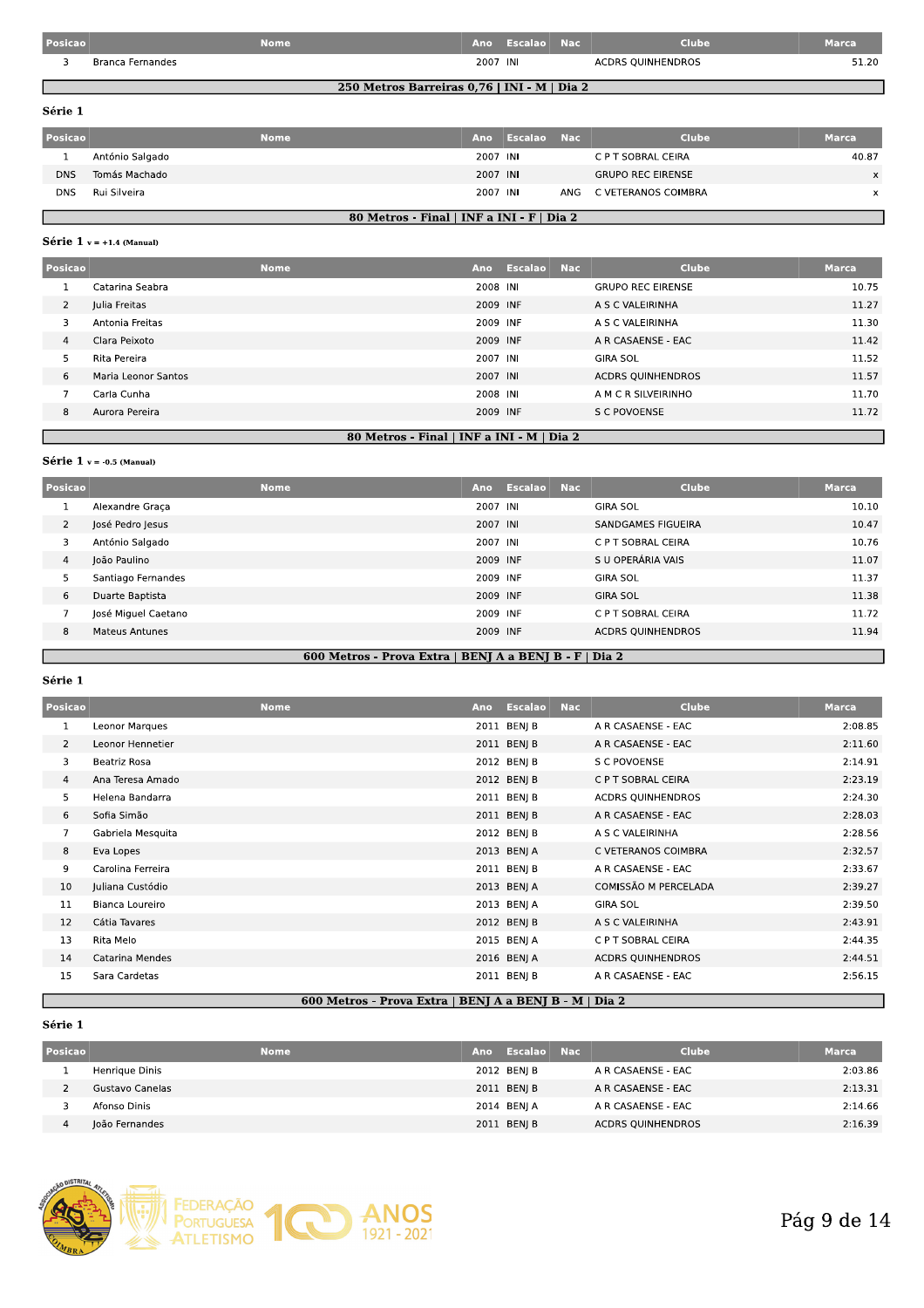| Posicao | Nome | Ano | Escalao | Nac | Clube | Marca |
|---|---|---|---|---|---|---|
| 3 | Branca Fernandes | 2007 | INI | | ACDRS QUINHENDROS | 51.20 |

## 250 Metros Barreiras 0,76 | INI - M | Dia 2

**Série 1**

| Posicao | Nome | Ano | Escalao | Nac | Clube | Marca |
|---|---|---|---|---|---|---|
| 1 | António Salgado | 2007 | INI | | C P T SOBRAL CEIRA | 40.87 |
| DNS | Tomás Machado | 2007 | INI | | GRUPO REC EIRENSE | x |
| DNS | Rui Silveira | 2007 | INI | ANG | C VETERANOS COIMBRA | x |

## 80 Metros - Final | INF a INI - F | Dia 2

**Série 1** v = +1.4 (Manual)

| Posicao | Nome | Ano | Escalao | Nac | Clube | Marca |
|---|---|---|---|---|---|---|
| 1 | Catarina Seabra | 2008 | INI | | GRUPO REC EIRENSE | 10.75 |
| 2 | Julia Freitas | 2009 | INF | | A S C VALEIRINHA | 11.27 |
| 3 | Antonia Freitas | 2009 | INF | | A S C VALEIRINHA | 11.30 |
| 4 | Clara Peixoto | 2009 | INF | | A R CASAENSE - EAC | 11.42 |
| 5 | Rita Pereira | 2007 | INI | | GIRA SOL | 11.52 |
| 6 | Maria Leonor Santos | 2007 | INI | | ACDRS QUINHENDROS | 11.57 |
| 7 | Carla Cunha | 2008 | INI | | A M C R SILVEIRINHO | 11.70 |
| 8 | Aurora Pereira | 2009 | INF | | S C POVOENSE | 11.72 |

## 80 Metros - Final | INF a INI - M | Dia 2

**Série 1** v = -0.5 (Manual)

| Posicao | Nome | Ano | Escalao | Nac | Clube | Marca |
|---|---|---|---|---|---|---|
| 1 | Alexandre Graça | 2007 | INI | | GIRA SOL | 10.10 |
| 2 | José Pedro Jesus | 2007 | INI | | SANDGAMES FIGUEIRA | 10.47 |
| 3 | António Salgado | 2007 | INI | | C P T SOBRAL CEIRA | 10.76 |
| 4 | João Paulino | 2009 | INF | | S U OPERÁRIA VAIS | 11.07 |
| 5 | Santiago Fernandes | 2009 | INF | | GIRA SOL | 11.37 |
| 6 | Duarte Baptista | 2009 | INF | | GIRA SOL | 11.38 |
| 7 | José Miguel Caetano | 2009 | INF | | C P T SOBRAL CEIRA | 11.72 |
| 8 | Mateus Antunes | 2009 | INF | | ACDRS QUINHENDROS | 11.94 |

## 600 Metros - Prova Extra | BENJ A a BENJ B - F | Dia 2

**Série 1**

| Posicao | Nome | Ano | Escalao | Nac | Clube | Marca |
|---|---|---|---|---|---|---|
| 1 | Leonor Marques | 2011 | BENJ B | | A R CASAENSE - EAC | 2:08.85 |
| 2 | Leonor Hennetier | 2011 | BENJ B | | A R CASAENSE - EAC | 2:11.60 |
| 3 | Beatriz Rosa | 2012 | BENJ B | | S C POVOENSE | 2:14.91 |
| 4 | Ana Teresa Amado | 2012 | BENJ B | | C P T SOBRAL CEIRA | 2:23.19 |
| 5 | Helena Bandarra | 2011 | BENJ B | | ACDRS QUINHENDROS | 2:24.30 |
| 6 | Sofia Simão | 2011 | BENJ B | | A R CASAENSE - EAC | 2:28.03 |
| 7 | Gabriela Mesquita | 2012 | BENJ B | | A S C VALEIRINHA | 2:28.56 |
| 8 | Eva Lopes | 2013 | BENJ A | | C VETERANOS COIMBRA | 2:32.57 |
| 9 | Carolina Ferreira | 2011 | BENJ B | | A R CASAENSE - EAC | 2:33.67 |
| 10 | Juliana Custódio | 2013 | BENJ A | | COMISSÃO M PERCELADA | 2:39.27 |
| 11 | Bianca Loureiro | 2013 | BENJ A | | GIRA SOL | 2:39.50 |
| 12 | Cátia Tavares | 2012 | BENJ B | | A S C VALEIRINHA | 2:43.91 |
| 13 | Rita Melo | 2015 | BENJ A | | C P T SOBRAL CEIRA | 2:44.35 |
| 14 | Catarina Mendes | 2016 | BENJ A | | ACDRS QUINHENDROS | 2:44.51 |
| 15 | Sara Cardetas | 2011 | BENJ B | | A R CASAENSE - EAC | 2:56.15 |

## 600 Metros - Prova Extra | BENJ A a BENJ B - M | Dia 2

**Série 1**

| Posicao | Nome | Ano | Escalao | Nac | Clube | Marca |
|---|---|---|---|---|---|---|
| 1 | Henrique Dinis | 2012 | BENJ B | | A R CASAENSE - EAC | 2:03.86 |
| 2 | Gustavo Canelas | 2011 | BENJ B | | A R CASAENSE - EAC | 2:13.31 |
| 3 | Afonso Dinis | 2014 | BENJ A | | A R CASAENSE - EAC | 2:14.66 |
| 4 | João Fernandes | 2011 | BENJ B | | ACDRS QUINHENDROS | 2:16.39 |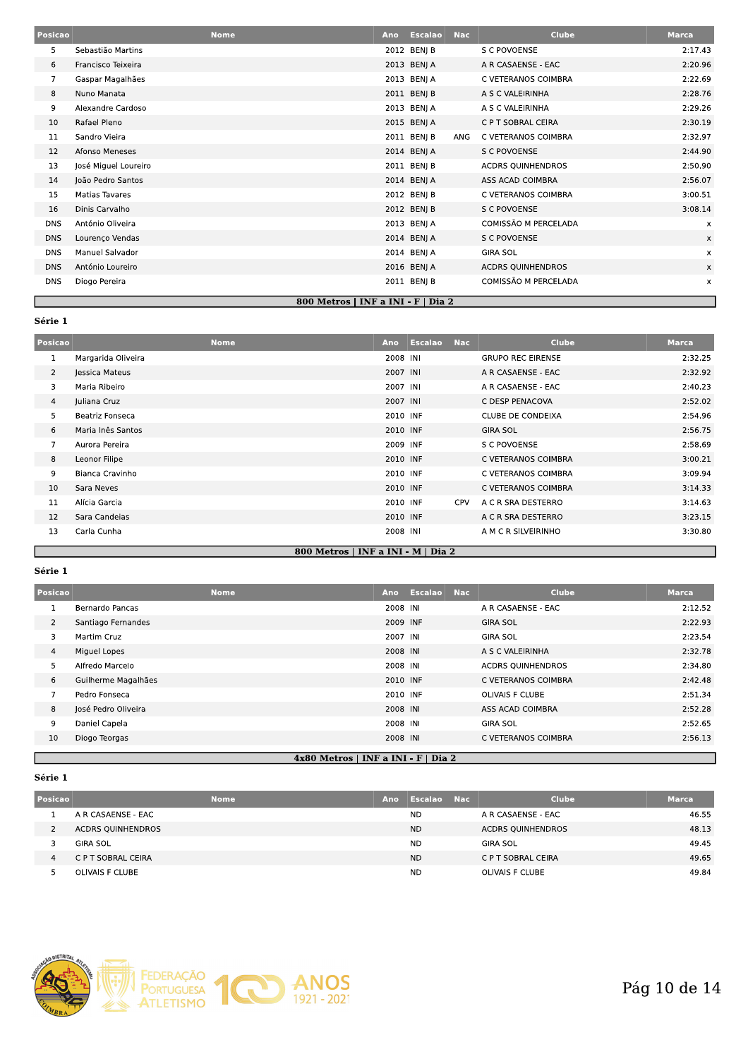| Posicao | Nome | Ano | Escalao | Nac | Clube | Marca |
|---|---|---|---|---|---|---|
| 5 | Sebastião Martins | 2012 | BENJ B | | S C POVOENSE | 2:17.43 |
| 6 | Francisco Teixeira | 2013 | BENJ A | | A R CASAENSE - EAC | 2:20.96 |
| 7 | Gaspar Magalhães | 2013 | BENJ A | | C VETERANOS COIMBRA | 2:22.69 |
| 8 | Nuno Manata | 2011 | BENJ B | | A S C VALEIRINHA | 2:28.76 |
| 9 | Alexandre Cardoso | 2013 | BENJ A | | A S C VALEIRINHA | 2:29.26 |
| 10 | Rafael Pleno | 2015 | BENJ A | | C P T SOBRAL CEIRA | 2:30.19 |
| 11 | Sandro Vieira | 2011 | BENJ B | ANG | C VETERANOS COIMBRA | 2:32.97 |
| 12 | Afonso Meneses | 2014 | BENJ A | | S C POVOENSE | 2:44.90 |
| 13 | José Miguel Loureiro | 2011 | BENJ B | | ACDRS QUINHENDROS | 2:50.90 |
| 14 | João Pedro Santos | 2014 | BENJ A | | ASS ACAD COIMBRA | 2:56.07 |
| 15 | Matias Tavares | 2012 | BENJ B | | C VETERANOS COIMBRA | 3:00.51 |
| 16 | Dinis Carvalho | 2012 | BENJ B | | S C POVOENSE | 3:08.14 |
| DNS | António Oliveira | 2013 | BENJ A | | COMISSÃO M PERCELADA | x |
| DNS | Lourenço Vendas | 2014 | BENJ A | | S C POVOENSE | x |
| DNS | Manuel Salvador | 2014 | BENJ A | | GIRA SOL | x |
| DNS | António Loureiro | 2016 | BENJ A | | ACDRS QUINHENDROS | x |
| DNS | Diogo Pereira | 2011 | BENJ B | | COMISSÃO M PERCELADA | x |

## 800 Metros | INF a INI - F | Dia 2

**Série 1**

| Posicao | Nome | Ano | Escalao | Nac | Clube | Marca |
|---|---|---|---|---|---|---|
| 1 | Margarida Oliveira | 2008 | INI | | GRUPO REC EIRENSE | 2:32.25 |
| 2 | Jessica Mateus | 2007 | INI | | A R CASAENSE - EAC | 2:32.92 |
| 3 | Maria Ribeiro | 2007 | INI | | A R CASAENSE - EAC | 2:40.23 |
| 4 | Juliana Cruz | 2007 | INI | | C DESP PENACOVA | 2:52.02 |
| 5 | Beatriz Fonseca | 2010 | INF | | CLUBE DE CONDEIXA | 2:54.96 |
| 6 | Maria Inês Santos | 2010 | INF | | GIRA SOL | 2:56.75 |
| 7 | Aurora Pereira | 2009 | INF | | S C POVOENSE | 2:58.69 |
| 8 | Leonor Filipe | 2010 | INF | | C VETERANOS COIMBRA | 3:00.21 |
| 9 | Bianca Cravinho | 2010 | INF | | C VETERANOS COIMBRA | 3:09.94 |
| 10 | Sara Neves | 2010 | INF | | C VETERANOS COIMBRA | 3:14.33 |
| 11 | Alícia Garcia | 2010 | INF | CPV | A C R SRA DESTERRO | 3:14.63 |
| 12 | Sara Candeias | 2010 | INF | | A C R SRA DESTERRO | 3:23.15 |
| 13 | Carla Cunha | 2008 | INI | | A M C R SILVEIRINHO | 3:30.80 |

## 800 Metros | INF a INI - M | Dia 2

**Série 1**

| Posicao | Nome | Ano | Escalao | Nac | Clube | Marca |
|---|---|---|---|---|---|---|
| 1 | Bernardo Pancas | 2008 | INI | | A R CASAENSE - EAC | 2:12.52 |
| 2 | Santiago Fernandes | 2009 | INF | | GIRA SOL | 2:22.93 |
| 3 | Martim Cruz | 2007 | INI | | GIRA SOL | 2:23.54 |
| 4 | Miguel Lopes | 2008 | INI | | A S C VALEIRINHA | 2:32.78 |
| 5 | Alfredo Marcelo | 2008 | INI | | ACDRS QUINHENDROS | 2:34.80 |
| 6 | Guilherme Magalhães | 2010 | INF | | C VETERANOS COIMBRA | 2:42.48 |
| 7 | Pedro Fonseca | 2010 | INF | | OLIVAIS F CLUBE | 2:51.34 |
| 8 | José Pedro Oliveira | 2008 | INI | | ASS ACAD COIMBRA | 2:52.28 |
| 9 | Daniel Capela | 2008 | INI | | GIRA SOL | 2:52.65 |
| 10 | Diogo Teorgas | 2008 | INI | | C VETERANOS COIMBRA | 2:56.13 |

## 4x80 Metros | INF a INI - F | Dia 2

**Série 1**

| Posicao | Nome | Ano | Escalao | Nac | Clube | Marca |
|---|---|---|---|---|---|---|
| 1 | A R CASAENSE - EAC | | ND | | A R CASAENSE - EAC | 46.55 |
| 2 | ACDRS QUINHENDROS | | ND | | ACDRS QUINHENDROS | 48.13 |
| 3 | GIRA SOL | | ND | | GIRA SOL | 49.45 |
| 4 | C P T SOBRAL CEIRA | | ND | | C P T SOBRAL CEIRA | 49.65 |
| 5 | OLIVAIS F CLUBE | | ND | | OLIVAIS F CLUBE | 49.84 |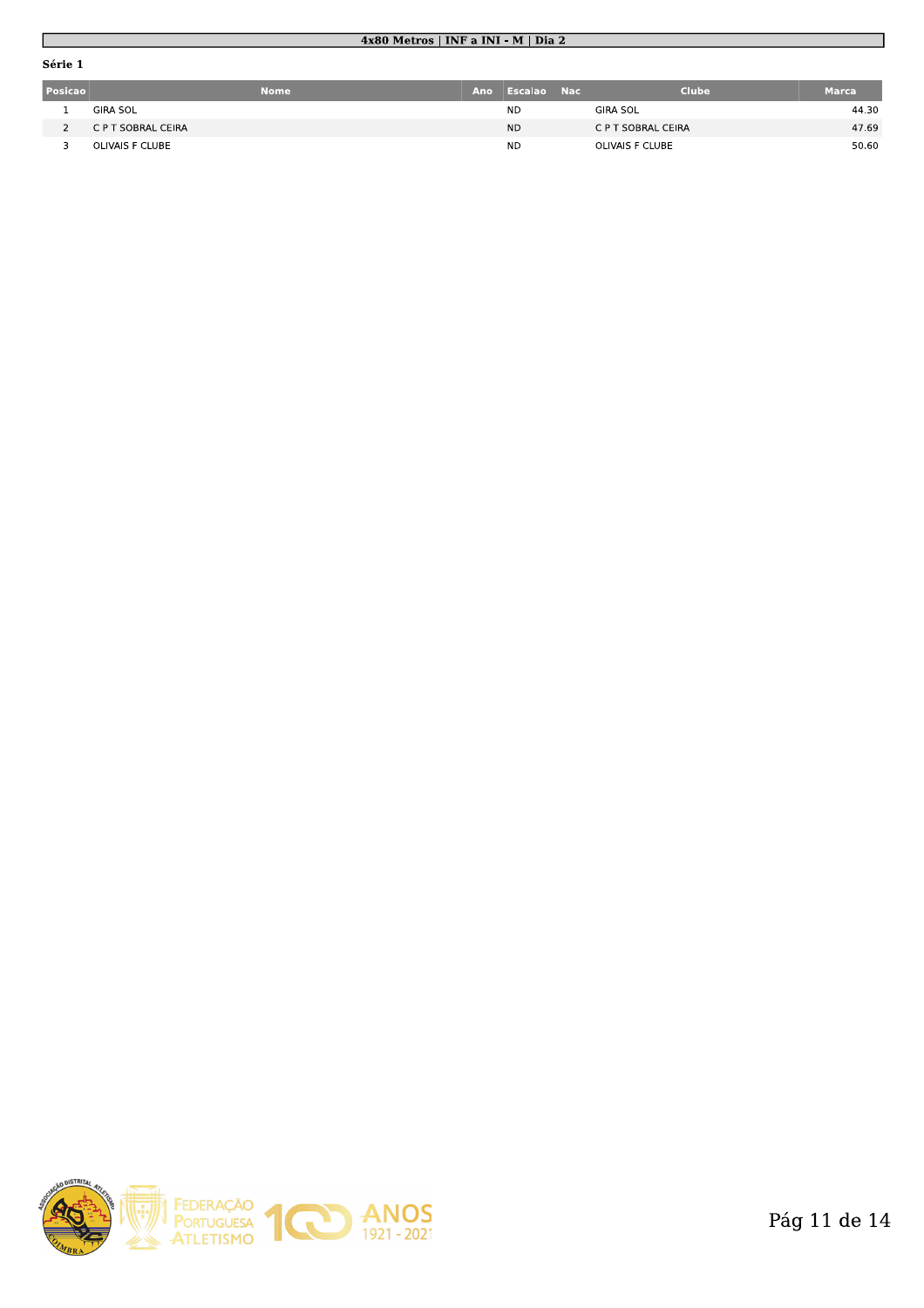## 4x80 Metros | INF a INI - M | Dia 2

### Série 1

| Posicao | Nome | Ano | Escalao | Nac | Clube | Marca |
|---|---|---|---|---|---|---|
| 1 | GIRA SOL | | ND | | GIRA SOL | 44.30 |
| 2 | C P T SOBRAL CEIRA | | ND | | C P T SOBRAL CEIRA | 47.69 |
| 3 | OLIVAIS F CLUBE | | ND | | OLIVAIS F CLUBE | 50.60 |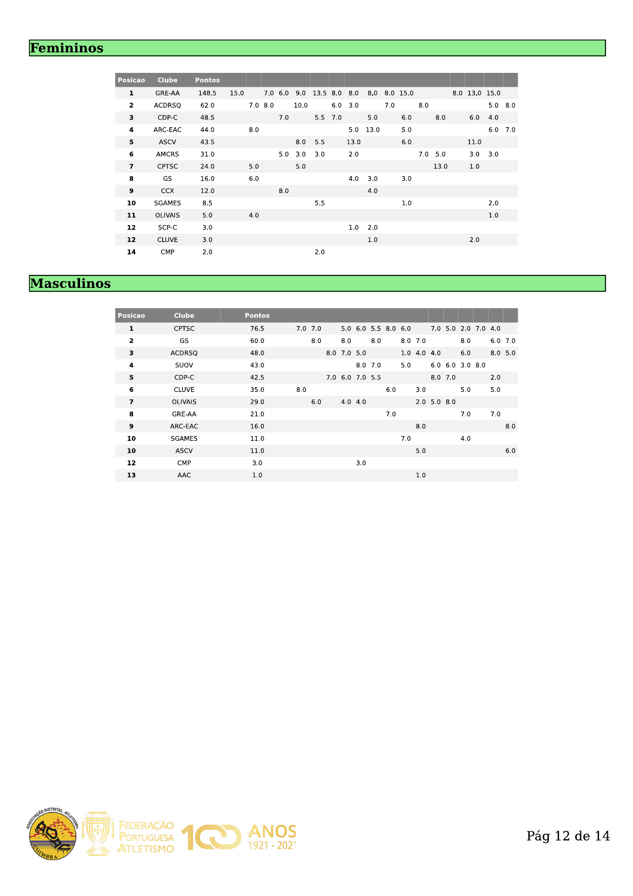## Femininos

| Posicao | Clube | Pontos | | | | | | | | | | | | | | | | | |
|---|---|---|---|---|---|---|---|---|---|---|---|---|---|---|---|---|---|---|---|
| 1 | GRE-AA | 148.5 | 15.0 | | 7.0 | 6.0 | 9.0 | 13.5 | 8.0 | 8.0 | 8.0 | 8.0 | 15.0 | | | 8.0 | 13.0 | 15.0 | |
| 2 | ACDRSQ | 62.0 | | 7.0 | 8.0 | | 10.0 | | 6.0 | 3.0 | | 7.0 | | 8.0 | | | | 5.0 | 8.0 |
| 3 | CDP-C | 48.5 | | | | 7.0 | | 5.5 | 7.0 | | 5.0 | | 6.0 | | 8.0 | | 6.0 | 4.0 | |
| 4 | ARC-EAC | 44.0 | | 8.0 | | | | | | 5.0 | 13.0 | | 5.0 | | | | | 6.0 | 7.0 |
| 5 | ASCV | 43.5 | | | | | 8.0 | 5.5 | | 13.0 | | | 6.0 | | | | 11.0 | | |
| 6 | AMCRS | 31.0 | | | | 5.0 | 3.0 | 3.0 | | 2.0 | | | | 7.0 | 5.0 | | 3.0 | 3.0 | |
| 7 | CPTSC | 24.0 | | 5.0 | | | 5.0 | | | | | | | | 13.0 | | 1.0 | | |
| 8 | GS | 16.0 | | 6.0 | | | | | | 4.0 | 3.0 | | 3.0 | | | | | | |
| 9 | CCX | 12.0 | | | | 8.0 | | | | | 4.0 | | | | | | | | |
| 10 | SGAMES | 8.5 | | | | | | 5.5 | | | | | 1.0 | | | | | 2.0 | |
| 11 | OLIVAIS | 5.0 | | 4.0 | | | | | | | | | | | | | | 1.0 | |
| 12 | SCP-C | 3.0 | | | | | | | | 1.0 | 2.0 | | | | | | | | |
| 12 | CLUVE | 3.0 | | | | | | | | | 1.0 | | | | | | 2.0 | | |
| 14 | CMP | 2.0 | | | | | | 2.0 | | | | | | | | | | | |

## Masculinos

| Posicao | Clube | Pontos | | | | | | | | | | | | | | | |
|---|---|---|---|---|---|---|---|---|---|---|---|---|---|---|---|---|---|
| 1 | CPTSC | 76.5 | 7.0 | 7.0 | | 5.0 | 6.0 | 5.5 | 8.0 | 6.0 | | 7.0 | 5.0 | 2.0 | 7.0 | 4.0 | |
| 2 | GS | 60.0 | | 8.0 | | 8.0 | | 8.0 | | 8.0 | 7.0 | | | 8.0 | | 6.0 | 7.0 |
| 3 | ACDRSQ | 48.0 | | | 8.0 | 7.0 | 5.0 | | | 1.0 | 4.0 | 4.0 | | 6.0 | | 8.0 | 5.0 |
| 4 | SUOV | 43.0 | | | | | 8.0 | 7.0 | | 5.0 | | 6.0 | 6.0 | 3.0 | 8.0 | | |
| 5 | CDP-C | 42.5 | | | 7.0 | 6.0 | 7.0 | 5.5 | | | | 8.0 | 7.0 | | | 2.0 | |
| 6 | CLUVE | 35.0 | 8.0 | | | | | | 6.0 | | 3.0 | | | 5.0 | | 5.0 | |
| 7 | OLIVAIS | 29.0 | | 6.0 | | 4.0 | 4.0 | | | | 2.0 | 5.0 | 8.0 | | | | |
| 8 | GRE-AA | 21.0 | | | | | | | 7.0 | | | | | 7.0 | | 7.0 | |
| 9 | ARC-EAC | 16.0 | | | | | | | | | 8.0 | | | | | | 8.0 |
| 10 | SGAMES | 11.0 | | | | | | | | 7.0 | | | | 4.0 | | | |
| 10 | ASCV | 11.0 | | | | | | | | | 5.0 | | | | | | 6.0 |
| 12 | CMP | 3.0 | | | | | 3.0 | | | | | | | | | | |
| 13 | AAC | 1.0 | | | | | | | | | 1.0 | | | | | | |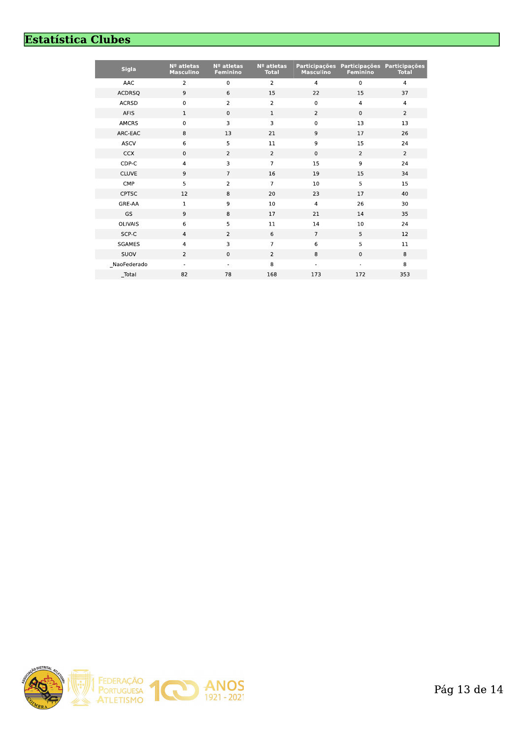# Estatística Clubes

| Sigla | Nº atletas Masculino | Nº atletas Feminino | Nº atletas Total | Participações Masculino | Participações Feminino | Participações Total |
|---|---|---|---|---|---|---|
| AAC | 2 | 0 | 2 | 4 | 0 | 4 |
| ACDRSQ | 9 | 6 | 15 | 22 | 15 | 37 |
| ACRSD | 0 | 2 | 2 | 0 | 4 | 4 |
| AFIS | 1 | 0 | 1 | 2 | 0 | 2 |
| AMCRS | 0 | 3 | 3 | 0 | 13 | 13 |
| ARC-EAC | 8 | 13 | 21 | 9 | 17 | 26 |
| ASCV | 6 | 5 | 11 | 9 | 15 | 24 |
| CCX | 0 | 2 | 2 | 0 | 2 | 2 |
| CDP-C | 4 | 3 | 7 | 15 | 9 | 24 |
| CLUVE | 9 | 7 | 16 | 19 | 15 | 34 |
| CMP | 5 | 2 | 7 | 10 | 5 | 15 |
| CPTSC | 12 | 8 | 20 | 23 | 17 | 40 |
| GRE-AA | 1 | 9 | 10 | 4 | 26 | 30 |
| GS | 9 | 8 | 17 | 21 | 14 | 35 |
| OLIVAIS | 6 | 5 | 11 | 14 | 10 | 24 |
| SCP-C | 4 | 2 | 6 | 7 | 5 | 12 |
| SGAMES | 4 | 3 | 7 | 6 | 5 | 11 |
| SUOV | 2 | 0 | 2 | 8 | 0 | 8 |
| _NaoFederado | - | - | 8 | - | - | 8 |
| _Total | 82 | 78 | 168 | 173 | 172 | 353 |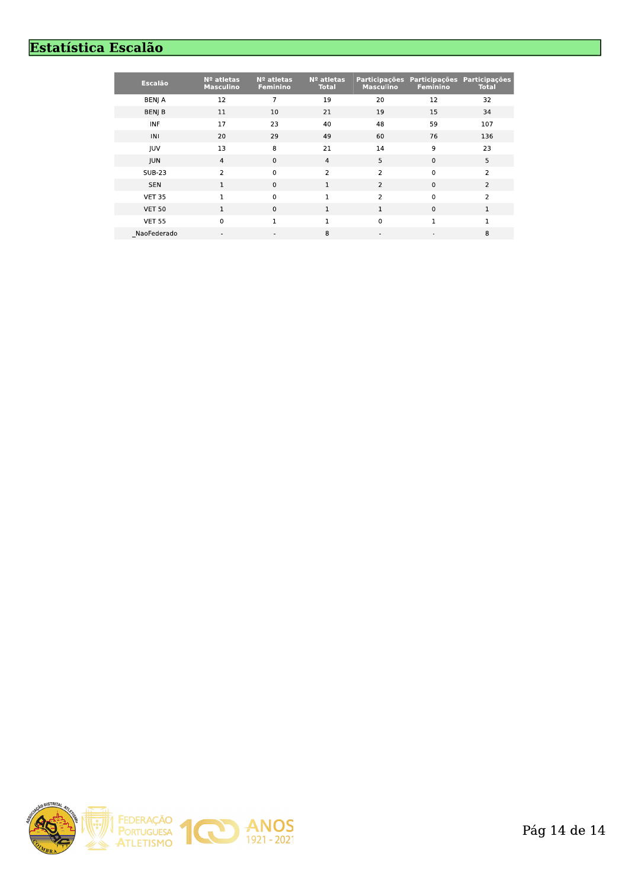## Estatística Escalão

| Escalão | Nº atletas Masculino | Nº atletas Feminino | Nº atletas Total | Participações Masculino | Participações Feminino | Participações Total |
|---|---|---|---|---|---|---|
| BENJ A | 12 | 7 | 19 | 20 | 12 | 32 |
| BENJ B | 11 | 10 | 21 | 19 | 15 | 34 |
| INF | 17 | 23 | 40 | 48 | 59 | 107 |
| INI | 20 | 29 | 49 | 60 | 76 | 136 |
| JUV | 13 | 8 | 21 | 14 | 9 | 23 |
| JUN | 4 | 0 | 4 | 5 | 0 | 5 |
| SUB-23 | 2 | 0 | 2 | 2 | 0 | 2 |
| SEN | 1 | 0 | 1 | 2 | 0 | 2 |
| VET 35 | 1 | 0 | 1 | 2 | 0 | 2 |
| VET 50 | 1 | 0 | 1 | 1 | 0 | 1 |
| VET 55 | 0 | 1 | 1 | 0 | 1 | 1 |
| _NaoFederado | - | - | 8 | - | - | 8 |